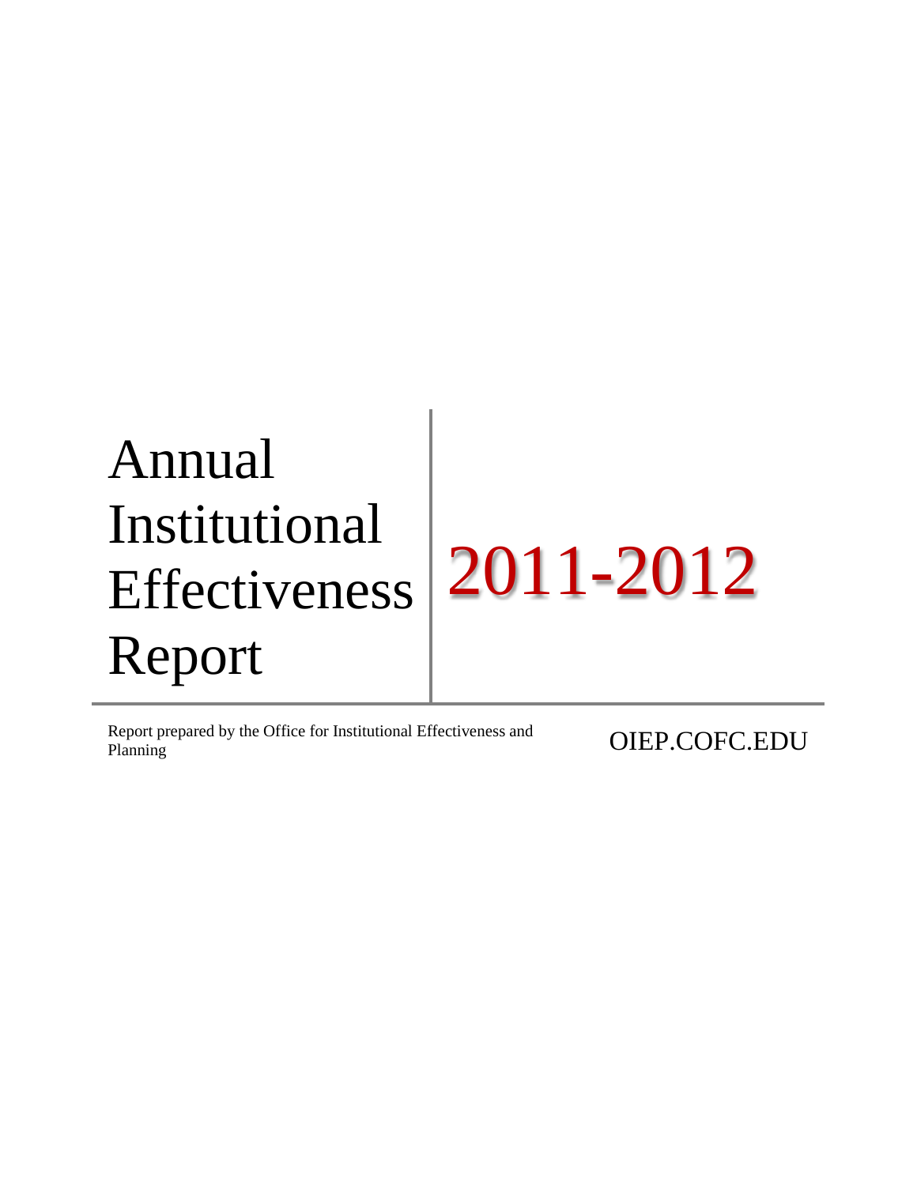# Annual Institutional Effectiveness Report

# 2011-2012

Report prepared by the Office for Institutional Effectiveness and Planning

OIEP.COFC.EDU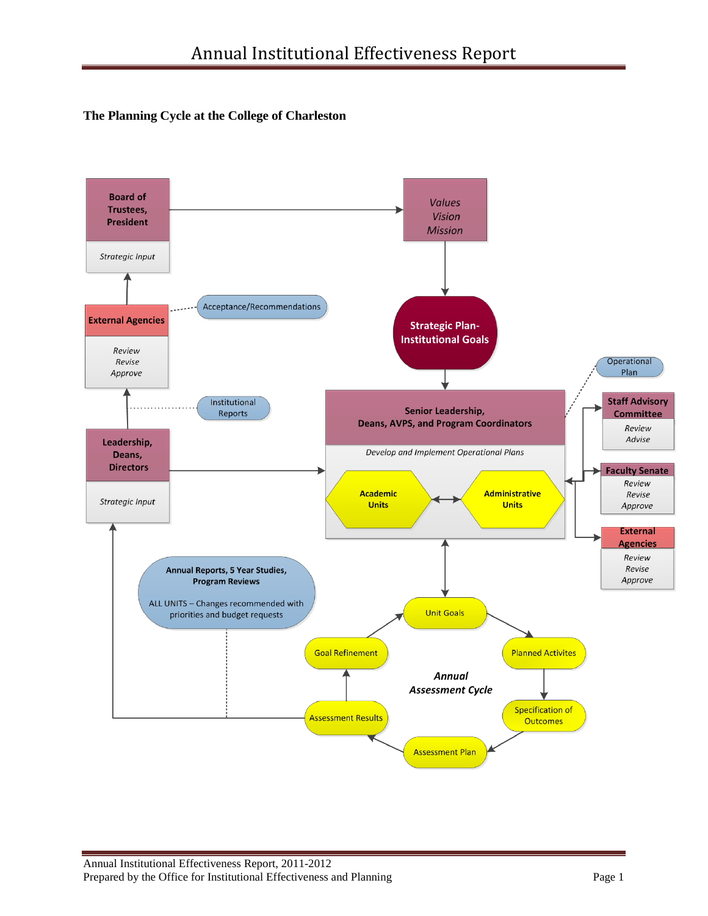### The Planning Cycle at the College of Charleston

**Board of Trustees, President**

*Strategic Input*

*Values*
*Vision*
*Mission*

**Strategic Plan-Institutional Goals**

**External Agencies**

*Review*
*Revise*
*Approve*

Acceptance/Recommendations

Institutional Reports

Operational Plan

**Senior Leadership, Deans, AVPS, and Program Coordinators**

*Develop and Implement Operational Plans*

**Academic Units**

**Administrative Units**

**Staff Advisory Committee**

*Review*
*Advise*

**Faculty Senate**

*Review*
*Revise*
*Approve*

**External Agencies**

*Review*
*Revise*
*Approve*

**Leadership, Deans, Directors**

*Strategic Input*

**Annual Reports, 5 Year Studies, Program Reviews**

ALL UNITS – Changes recommended with priorities and budget requests

***Annual Assessment Cycle***

Unit Goals

Planned Activites

Specification of Outcomes

Assessment Plan

Assessment Results

Goal Refinement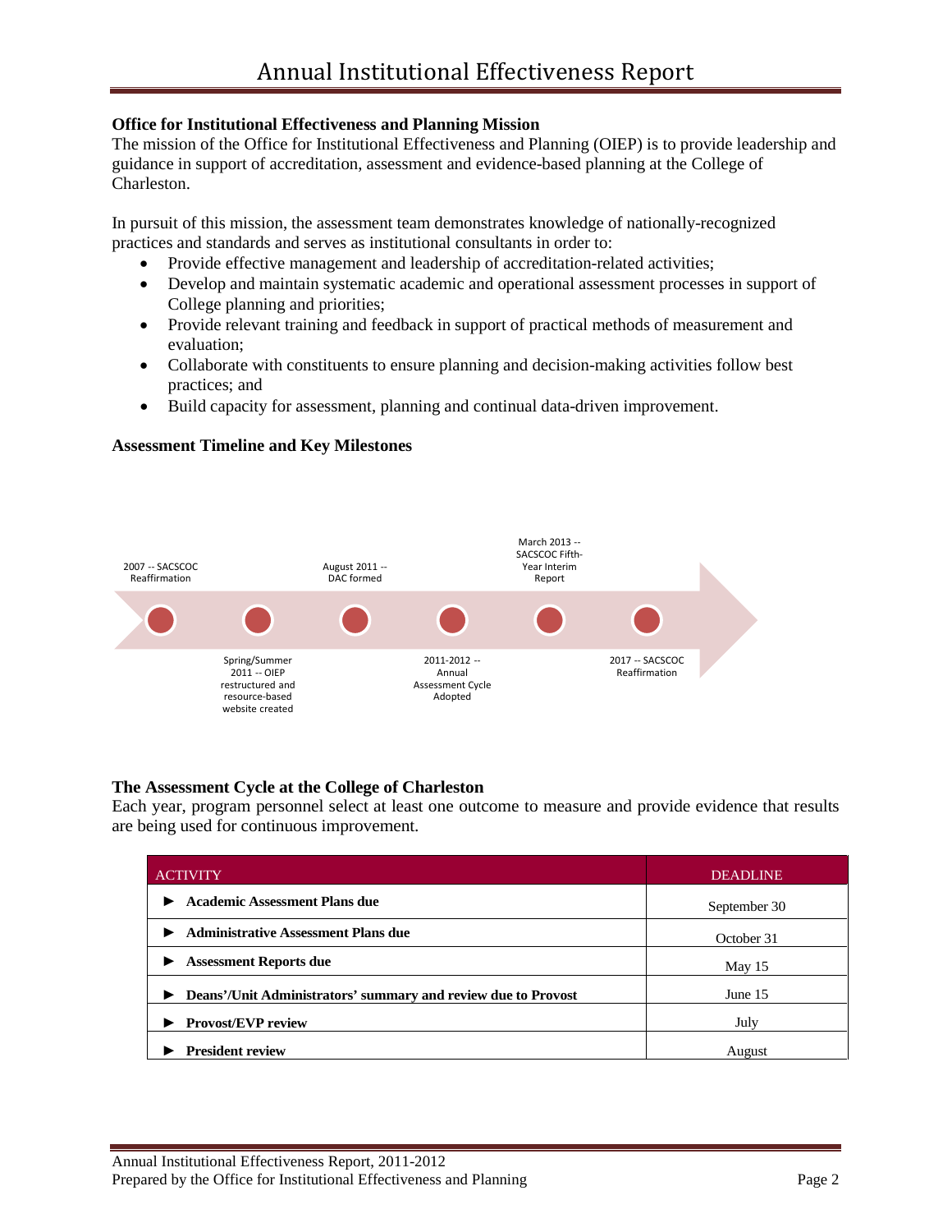**Office for Institutional Effectiveness and Planning Mission**

The mission of the Office for Institutional Effectiveness and Planning (OIEP) is to provide leadership and guidance in support of accreditation, assessment and evidence-based planning at the College of Charleston.

In pursuit of this mission, the assessment team demonstrates knowledge of nationally-recognized practices and standards and serves as institutional consultants in order to:

- Provide effective management and leadership of accreditation-related activities;
- Develop and maintain systematic academic and operational assessment processes in support of College planning and priorities;
- Provide relevant training and feedback in support of practical methods of measurement and evaluation;
- Collaborate with constituents to ensure planning and decision-making activities follow best practices; and
- Build capacity for assessment, planning and continual data-driven improvement.

**Assessment Timeline and Key Milestones**

- 2007 -- SACSCOC Reaffirmation
- Spring/Summer 2011 -- OIEP restructured and resource-based website created
- August 2011 -- DAC formed
- 2011-2012 -- Annual Assessment Cycle Adopted
- March 2013 -- SACSCOC Fifth-Year Interim Report
- 2017 -- SACSCOC Reaffirmation

**The Assessment Cycle at the College of Charleston**

Each year, program personnel select at least one outcome to measure and provide evidence that results are being used for continuous improvement.

| ACTIVITY | DEADLINE |
|---|---|
| ► **Academic Assessment Plans due** | September 30 |
| ► **Administrative Assessment Plans due** | October 31 |
| ► **Assessment Reports due** | May 15 |
| ► **Deans'/Unit Administrators' summary and review due to Provost** | June 15 |
| ► **Provost/EVP review** | July |
| ► **President review** | August |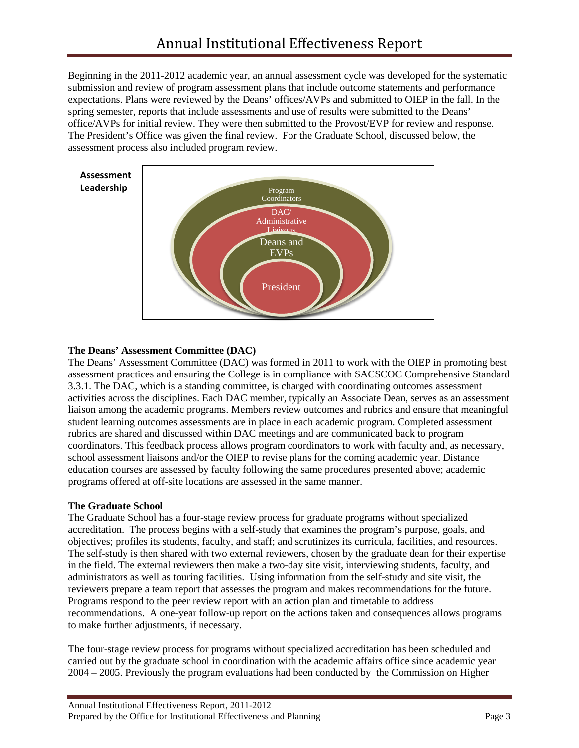Beginning in the 2011-2012 academic year, an annual assessment cycle was developed for the systematic submission and review of program assessment plans that include outcome statements and performance expectations. Plans were reviewed by the Deans' offices/AVPs and submitted to OIEP in the fall. In the spring semester, reports that include assessments and use of results were submitted to the Deans' office/AVPs for initial review. They were then submitted to the Provost/EVP for review and response. The President's Office was given the final review. For the Graduate School, discussed below, the assessment process also included program review.

**Assessment Leadership**

- Program Coordinators
- DAC/ Administrative Liaisons
- Deans and EVPs
- President

**The Deans' Assessment Committee (DAC)**

The Deans' Assessment Committee (DAC) was formed in 2011 to work with the OIEP in promoting best assessment practices and ensuring the College is in compliance with SACSCOC Comprehensive Standard 3.3.1. The DAC, which is a standing committee, is charged with coordinating outcomes assessment activities across the disciplines. Each DAC member, typically an Associate Dean, serves as an assessment liaison among the academic programs. Members review outcomes and rubrics and ensure that meaningful student learning outcomes assessments are in place in each academic program. Completed assessment rubrics are shared and discussed within DAC meetings and are communicated back to program coordinators. This feedback process allows program coordinators to work with faculty and, as necessary, school assessment liaisons and/or the OIEP to revise plans for the coming academic year. Distance education courses are assessed by faculty following the same procedures presented above; academic programs offered at off-site locations are assessed in the same manner.

**The Graduate School**

The Graduate School has a four-stage review process for graduate programs without specialized accreditation. The process begins with a self-study that examines the program's purpose, goals, and objectives; profiles its students, faculty, and staff; and scrutinizes its curricula, facilities, and resources. The self-study is then shared with two external reviewers, chosen by the graduate dean for their expertise in the field. The external reviewers then make a two-day site visit, interviewing students, faculty, and administrators as well as touring facilities. Using information from the self-study and site visit, the reviewers prepare a team report that assesses the program and makes recommendations for the future. Programs respond to the peer review report with an action plan and timetable to address recommendations. A one-year follow-up report on the actions taken and consequences allows programs to make further adjustments, if necessary.

The four-stage review process for programs without specialized accreditation has been scheduled and carried out by the graduate school in coordination with the academic affairs office since academic year 2004 – 2005. Previously the program evaluations had been conducted by the Commission on Higher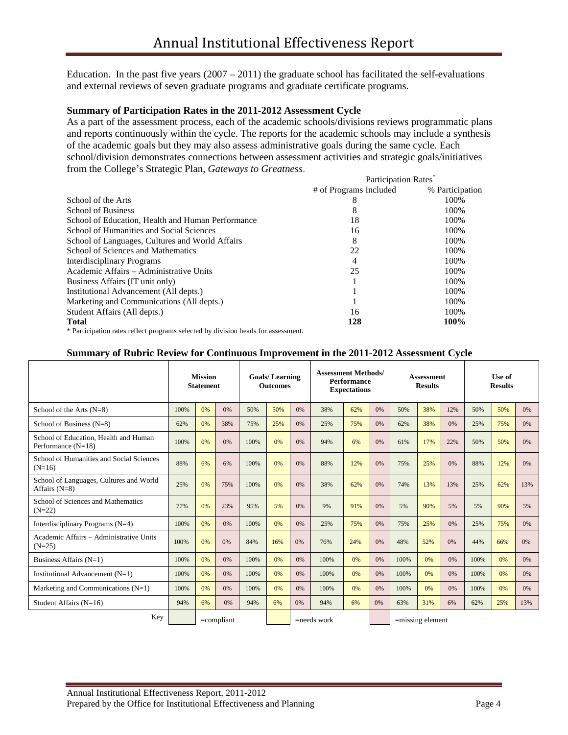Education. In the past five years (2007 – 2011) the graduate school has facilitated the self-evaluations and external reviews of seven graduate programs and graduate certificate programs.

**Summary of Participation Rates in the 2011-2012 Assessment Cycle**

As a part of the assessment process, each of the academic schools/divisions reviews programmatic plans and reports continuously within the cycle. The reports for the academic schools may include a synthesis of the academic goals but they may also assess administrative goals during the same cycle. Each school/division demonstrates connections between assessment activities and strategic goals/initiatives from the College's Strategic Plan, *Gateways to Greatness*.

| | Participation Rates* | |
|---|---|---|
| | # of Programs Included | % Participation |
| School of the Arts | 8 | 100% |
| School of Business | 8 | 100% |
| School of Education, Health and Human Performance | 18 | 100% |
| School of Humanities and Social Sciences | 16 | 100% |
| School of Languages, Cultures and World Affairs | 8 | 100% |
| School of Sciences and Mathematics | 22 | 100% |
| Interdisciplinary Programs | 4 | 100% |
| Academic Affairs – Administrative Units | 25 | 100% |
| Business Affairs (IT unit only) | 1 | 100% |
| Institutional Advancement (All depts.) | 1 | 100% |
| Marketing and Communications (All depts.) | 1 | 100% |
| Student Affairs (All depts.) | 16 | 100% |
| **Total** | **128** | **100%** |

\* Participation rates reflect programs selected by division heads for assessment.

**Summary of Rubric Review for Continuous Improvement in the 2011-2012 Assessment Cycle**

| | Mission Statement | | | Goals/ Learning Outcomes | | | Assessment Methods/ Performance Expectations | | | Assessment Results | | | Use of Results | | |
|---|---|---|---|---|---|---|---|---|---|---|---|---|---|---|---|
| School of the Arts (N=8) | 100% | 0% | 0% | 50% | 50% | 0% | 38% | 62% | 0% | 50% | 38% | 12% | 50% | 50% | 0% |
| School of Business (N=8) | 62% | 0% | 38% | 75% | 25% | 0% | 25% | 75% | 0% | 62% | 38% | 0% | 25% | 75% | 0% |
| School of Education, Health and Human Performance (N=18) | 100% | 0% | 0% | 100% | 0% | 0% | 94% | 6% | 0% | 61% | 17% | 22% | 50% | 50% | 0% |
| School of Humanities and Social Sciences (N=16) | 88% | 6% | 6% | 100% | 0% | 0% | 88% | 12% | 0% | 75% | 25% | 0% | 88% | 12% | 0% |
| School of Languages, Cultures and World Affairs (N=8) | 25% | 0% | 75% | 100% | 0% | 0% | 38% | 62% | 0% | 74% | 13% | 13% | 25% | 62% | 13% |
| School of Sciences and Mathematics (N=22) | 77% | 0% | 23% | 95% | 5% | 0% | 9% | 91% | 0% | 5% | 90% | 5% | 5% | 90% | 5% |
| Interdisciplinary Programs (N=4) | 100% | 0% | 0% | 100% | 0% | 0% | 25% | 75% | 0% | 75% | 25% | 0% | 25% | 75% | 0% |
| Academic Affairs – Administrative Units (N=25) | 100% | 0% | 0% | 84% | 16% | 0% | 76% | 24% | 0% | 48% | 52% | 0% | 44% | 66% | 0% |
| Business Affairs (N=1) | 100% | 0% | 0% | 100% | 0% | 0% | 100% | 0% | 0% | 100% | 0% | 0% | 100% | 0% | 0% |
| Institutional Advancement (N=1) | 100% | 0% | 0% | 100% | 0% | 0% | 100% | 0% | 0% | 100% | 0% | 0% | 100% | 0% | 0% |
| Marketing and Communications (N=1) | 100% | 0% | 0% | 100% | 0% | 0% | 100% | 0% | 0% | 100% | 0% | 0% | 100% | 0% | 0% |
| Student Affairs (N=16) | 94% | 6% | 0% | 94% | 6% | 0% | 94% | 6% | 0% | 63% | 31% | 6% | 62% | 25% | 13% |

Key: =compliant =needs work =missing element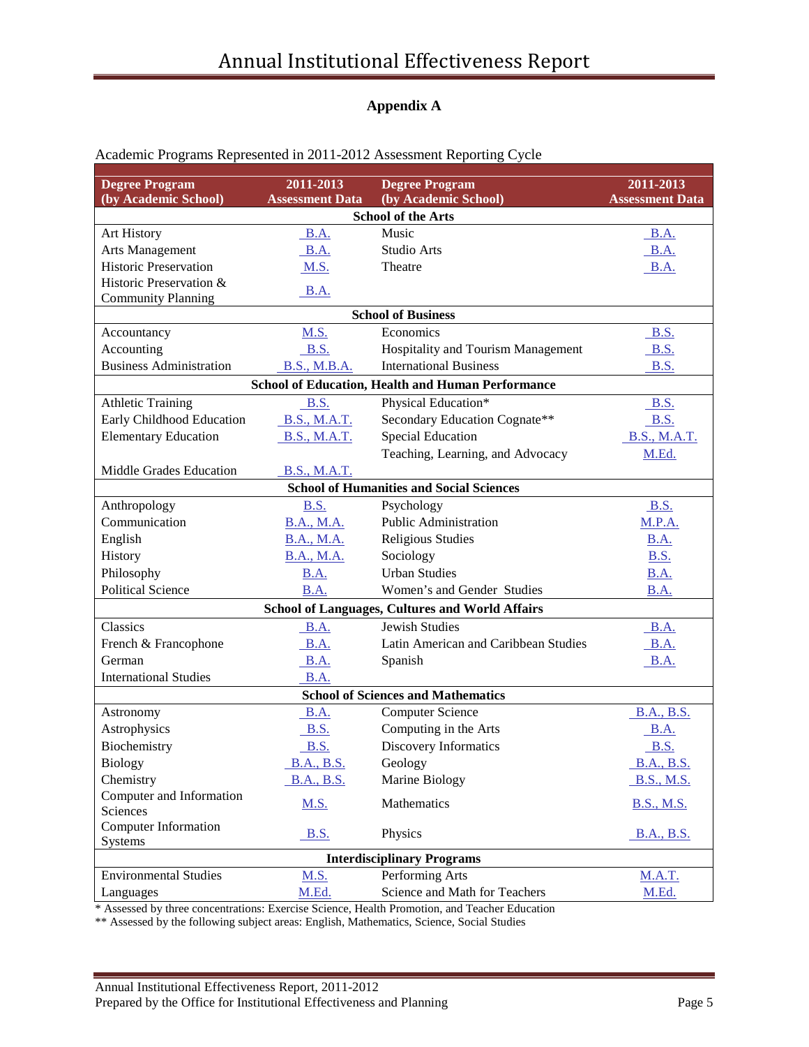## Appendix A

Academic Programs Represented in 2011-2012 Assessment Reporting Cycle

| Degree Program (by Academic School) | 2011-2013 Assessment Data | Degree Program (by Academic School) | 2011-2013 Assessment Data |
|---|---|---|---|
| **School of the Arts** | | | |
| Art History | B.A. | Music | B.A. |
| Arts Management | B.A. | Studio Arts | B.A. |
| Historic Preservation | M.S. | Theatre | B.A. |
| Historic Preservation & Community Planning | B.A. | | |
| **School of Business** | | | |
| Accountancy | M.S. | Economics | B.S. |
| Accounting | B.S. | Hospitality and Tourism Management | B.S. |
| Business Administration | B.S., M.B.A. | International Business | B.S. |
| **School of Education, Health and Human Performance** | | | |
| Athletic Training | B.S. | Physical Education* | B.S. |
| Early Childhood Education | B.S., M.A.T. | Secondary Education Cognate** | B.S. |
| Elementary Education | B.S., M.A.T. | Special Education | B.S., M.A.T. |
| | | Teaching, Learning, and Advocacy | M.Ed. |
| Middle Grades Education | B.S., M.A.T. | | |
| **School of Humanities and Social Sciences** | | | |
| Anthropology | B.S. | Psychology | B.S. |
| Communication | B.A., M.A. | Public Administration | M.P.A. |
| English | B.A., M.A. | Religious Studies | B.A. |
| History | B.A., M.A. | Sociology | B.S. |
| Philosophy | B.A. | Urban Studies | B.A. |
| Political Science | B.A. | Women's and Gender Studies | B.A. |
| **School of Languages, Cultures and World Affairs** | | | |
| Classics | B.A. | Jewish Studies | B.A. |
| French & Francophone | B.A. | Latin American and Caribbean Studies | B.A. |
| German | B.A. | Spanish | B.A. |
| International Studies | B.A. | | |
| **School of Sciences and Mathematics** | | | |
| Astronomy | B.A. | Computer Science | B.A., B.S. |
| Astrophysics | B.S. | Computing in the Arts | B.A. |
| Biochemistry | B.S. | Discovery Informatics | B.S. |
| Biology | B.A., B.S. | Geology | B.A., B.S. |
| Chemistry | B.A., B.S. | Marine Biology | B.S., M.S. |
| Computer and Information Sciences | M.S. | Mathematics | B.S., M.S. |
| Computer Information Systems | B.S. | Physics | B.A., B.S. |
| **Interdisciplinary Programs** | | | |
| Environmental Studies | M.S. | Performing Arts | M.A.T. |
| Languages | M.Ed. | Science and Math for Teachers | M.Ed. |

\* Assessed by three concentrations: Exercise Science, Health Promotion, and Teacher Education

\*\* Assessed by the following subject areas: English, Mathematics, Science, Social Studies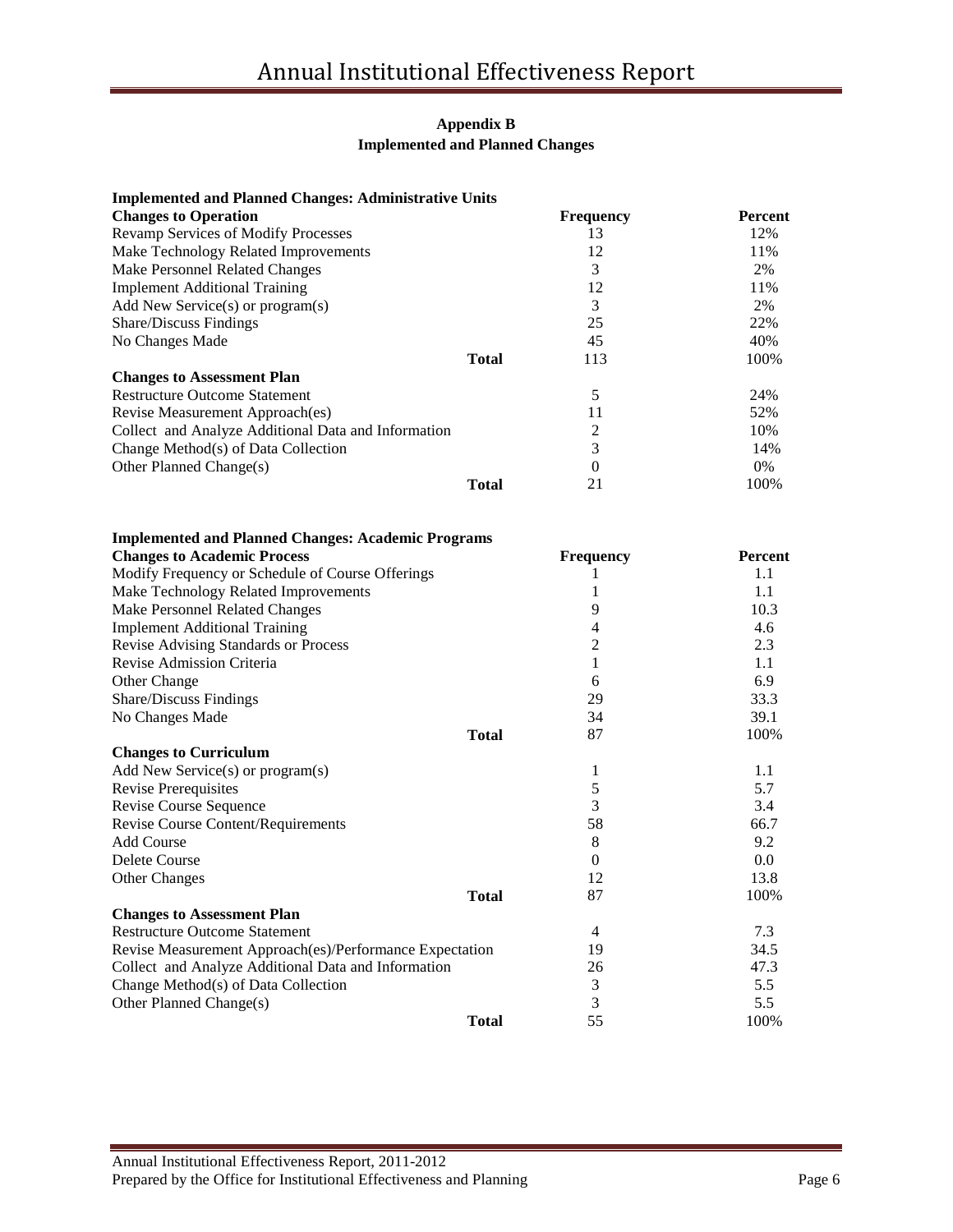## Appendix B
## Implemented and Planned Changes

**Implemented and Planned Changes: Administrative Units**

| Changes to Operation | Frequency | Percent |
|---|---|---|
| Revamp Services of Modify Processes | 13 | 12% |
| Make Technology Related Improvements | 12 | 11% |
| Make Personnel Related Changes | 3 | 2% |
| Implement Additional Training | 12 | 11% |
| Add New Service(s) or program(s) | 3 | 2% |
| Share/Discuss Findings | 25 | 22% |
| No Changes Made | 45 | 40% |
| **Total** | 113 | 100% |
| **Changes to Assessment Plan** | | |
| Restructure Outcome Statement | 5 | 24% |
| Revise Measurement Approach(es) | 11 | 52% |
| Collect and Analyze Additional Data and Information | 2 | 10% |
| Change Method(s) of Data Collection | 3 | 14% |
| Other Planned Change(s) | 0 | 0% |
| **Total** | 21 | 100% |

**Implemented and Planned Changes: Academic Programs**

| Changes to Academic Process | Frequency | Percent |
|---|---|---|
| Modify Frequency or Schedule of Course Offerings | 1 | 1.1 |
| Make Technology Related Improvements | 1 | 1.1 |
| Make Personnel Related Changes | 9 | 10.3 |
| Implement Additional Training | 4 | 4.6 |
| Revise Advising Standards or Process | 2 | 2.3 |
| Revise Admission Criteria | 1 | 1.1 |
| Other Change | 6 | 6.9 |
| Share/Discuss Findings | 29 | 33.3 |
| No Changes Made | 34 | 39.1 |
| **Total** | 87 | 100% |
| **Changes to Curriculum** | | |
| Add New Service(s) or program(s) | 1 | 1.1 |
| Revise Prerequisites | 5 | 5.7 |
| Revise Course Sequence | 3 | 3.4 |
| Revise Course Content/Requirements | 58 | 66.7 |
| Add Course | 8 | 9.2 |
| Delete Course | 0 | 0.0 |
| Other Changes | 12 | 13.8 |
| **Total** | 87 | 100% |
| **Changes to Assessment Plan** | | |
| Restructure Outcome Statement | 4 | 7.3 |
| Revise Measurement Approach(es)/Performance Expectation | 19 | 34.5 |
| Collect and Analyze Additional Data and Information | 26 | 47.3 |
| Change Method(s) of Data Collection | 3 | 5.5 |
| Other Planned Change(s) | 3 | 5.5 |
| **Total** | 55 | 100% |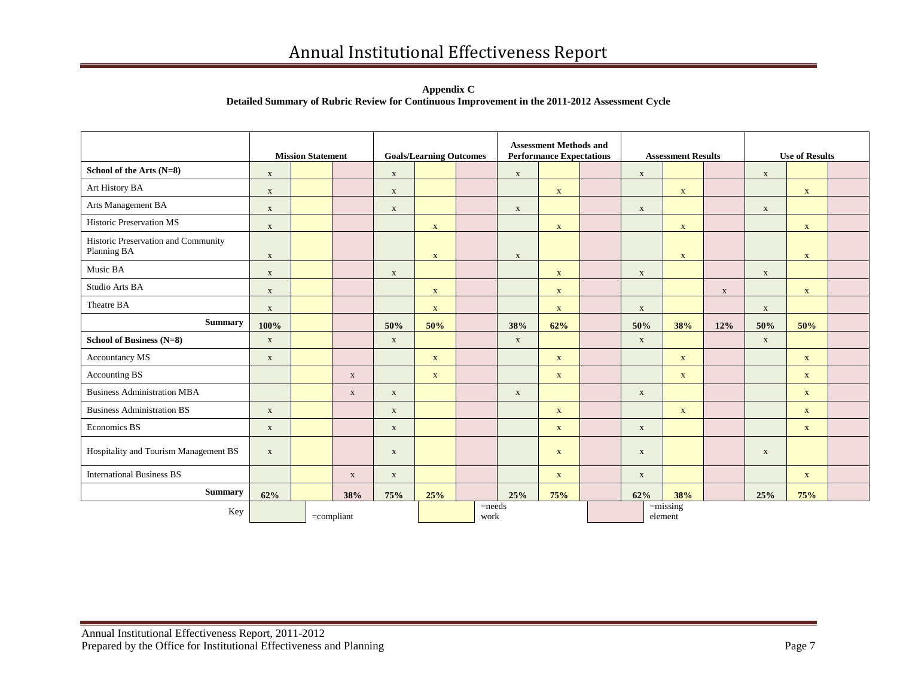**Appendix C**
**Detailed Summary of Rubric Review for Continuous Improvement in the 2011-2012 Assessment Cycle**

| | Mission Statement | | | Goals/Learning Outcomes | | | Assessment Methods and Performance Expectations | | | Assessment Results | | | Use of Results | | |
|---|---|---|---|---|---|---|---|---|---|---|---|---|---|---|---|
| **School of the Arts (N=8)** | x | | | x | | | x | | | x | | | x | | |
| Art History BA | x | | | x | | | | x | | | x | | | x | |
| Arts Management BA | x | | | x | | | x | | | x | | | x | | |
| Historic Preservation MS | x | | | | x | | | x | | | x | | | x | |
| Historic Preservation and Community Planning BA | x | | | | x | | x | | | | x | | | x | |
| Music BA | x | | | x | | | | x | | x | | | x | | |
| Studio Arts BA | x | | | | x | | | x | | | | x | | x | |
| Theatre BA | x | | | | x | | | x | | x | | | x | | |
| **Summary** | **100%** | | | **50%** | **50%** | | **38%** | **62%** | | **50%** | **38%** | **12%** | **50%** | **50%** | |
| **School of Business (N=8)** | x | | | x | | | x | | | x | | | x | | |
| Accountancy MS | x | | | | x | | | x | | | x | | | x | |
| Accounting BS | | | x | | x | | | x | | | x | | | x | |
| Business Administration MBA | | | x | x | | | x | | | x | | | | x | |
| Business Administration BS | x | | | x | | | | x | | | x | | | x | |
| Economics BS | x | | | x | | | | x | | x | | | | x | |
| Hospitality and Tourism Management BS | x | | | x | | | | x | | x | | | x | | |
| International Business BS | | | x | x | | | | x | | x | | | | x | |
| **Summary** | **62%** | | **38%** | **75%** | **25%** | | **25%** | **75%** | | **62%** | **38%** | | **25%** | **75%** | |

Key: (green) =compliant; (yellow) =needs work; (pink) =missing element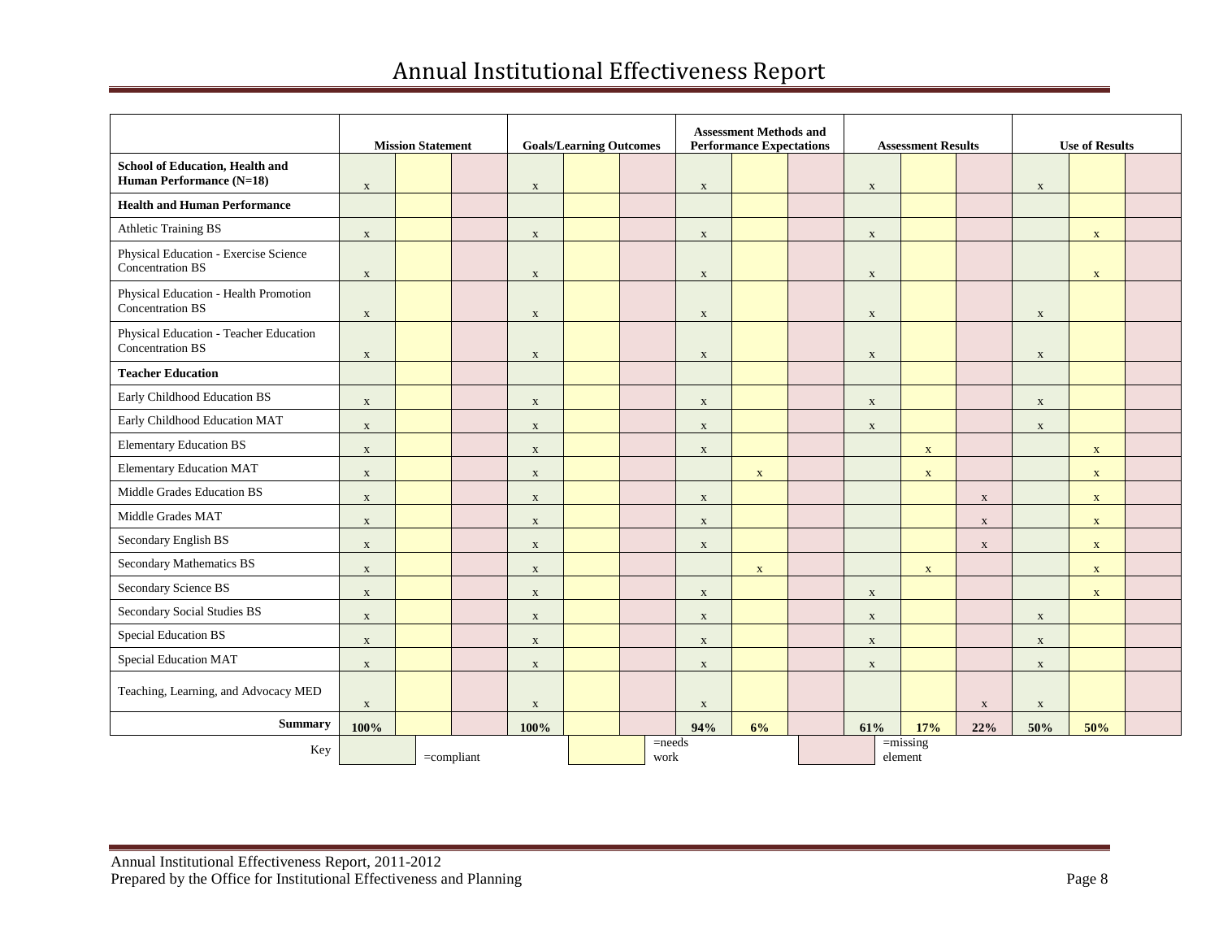# Annual Institutional Effectiveness Report

| | Mission Statement | | | Goals/Learning Outcomes | | | Assessment Methods and Performance Expectations | | | Assessment Results | | | Use of Results | | |
|---|---|---|---|---|---|---|---|---|---|---|---|---|---|---|---|
| **School of Education, Health and Human Performance (N=18)** | x | | | x | | | x | | | x | | | x | | |
| **Health and Human Performance** | | | | | | | | | | | | | | | |
| Athletic Training BS | x | | | x | | | x | | | x | | | | x | |
| Physical Education - Exercise Science Concentration BS | x | | | x | | | x | | | x | | | | x | |
| Physical Education - Health Promotion Concentration BS | x | | | x | | | x | | | x | | | x | | |
| Physical Education - Teacher Education Concentration BS | x | | | x | | | x | | | x | | | x | | |
| **Teacher Education** | | | | | | | | | | | | | | | |
| Early Childhood Education BS | x | | | x | | | x | | | x | | | x | | |
| Early Childhood Education MAT | x | | | x | | | x | | | x | | | x | | |
| Elementary Education BS | x | | | x | | | x | | | | x | | | x | |
| Elementary Education MAT | x | | | x | | | | x | | | x | | | x | |
| Middle Grades Education BS | x | | | x | | | x | | | | | x | | x | |
| Middle Grades MAT | x | | | x | | | x | | | | | x | | x | |
| Secondary English BS | x | | | x | | | x | | | | | x | | x | |
| Secondary Mathematics BS | x | | | x | | | | x | | | x | | | x | |
| Secondary Science BS | x | | | x | | | x | | | x | | | | x | |
| Secondary Social Studies BS | x | | | x | | | x | | | x | | | x | | |
| Special Education BS | x | | | x | | | x | | | x | | | x | | |
| Special Education MAT | x | | | x | | | x | | | x | | | x | | |
| Teaching, Learning, and Advocacy MED | x | | | x | | | x | | | | | x | x | | |
| **Summary** | **100%** | | | **100%** | | | **94%** | **6%** | | **61%** | **17%** | **22%** | **50%** | **50%** | |

Key: (green) =compliant; (yellow) =needs work; (pink) =missing element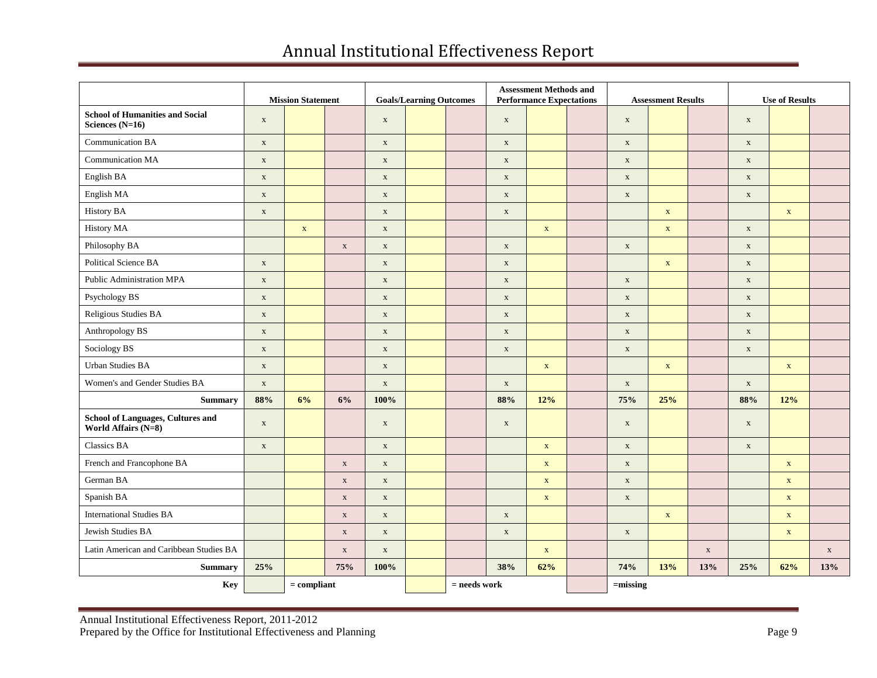| | Mission Statement | | | Goals/Learning Outcomes | | | Assessment Methods and Performance Expectations | | | Assessment Results | | | Use of Results | | |
|---|---|---|---|---|---|---|---|---|---|---|---|---|---|---|---|
| **School of Humanities and Social Sciences (N=16)** | x | | | x | | | x | | | x | | | x | | |
| Communication BA | x | | | x | | | x | | | x | | | x | | |
| Communication MA | x | | | x | | | x | | | x | | | x | | |
| English BA | x | | | x | | | x | | | x | | | x | | |
| English MA | x | | | x | | | x | | | x | | | x | | |
| History BA | x | | | x | | | x | | | | x | | | x | |
| History MA | | x | | x | | | | x | | | x | | x | | |
| Philosophy BA | | | x | x | | | x | | | x | | | x | | |
| Political Science BA | x | | | x | | | x | | | | x | | x | | |
| Public Administration MPA | x | | | x | | | x | | | x | | | x | | |
| Psychology BS | x | | | x | | | x | | | x | | | x | | |
| Religious Studies BA | x | | | x | | | x | | | x | | | x | | |
| Anthropology BS | x | | | x | | | x | | | x | | | x | | |
| Sociology BS | x | | | x | | | x | | | x | | | x | | |
| Urban Studies BA | x | | | x | | | | x | | | x | | | x | |
| Women's and Gender Studies BA | x | | | x | | | x | | | x | | | x | | |
| **Summary** | **88%** | **6%** | **6%** | **100%** | | | **88%** | **12%** | | **75%** | **25%** | | **88%** | **12%** | |
| **School of Languages, Cultures and World Affairs (N=8)** | x | | | x | | | x | | | x | | | x | | |
| Classics BA | x | | | x | | | | x | | x | | | x | | |
| French and Francophone BA | | | x | x | | | | x | | x | | | | x | |
| German BA | | | x | x | | | | x | | x | | | | x | |
| Spanish BA | | | x | x | | | | x | | x | | | | x | |
| International Studies BA | | | x | x | | | x | | | | x | | | x | |
| Jewish Studies BA | | | x | x | | | x | | | x | | | | x | |
| Latin American and Caribbean Studies BA | | | x | x | | | | x | | | | x | | | x |
| **Summary** | **25%** | | **75%** | **100%** | | | **38%** | **62%** | | **74%** | **13%** | **13%** | **25%** | **62%** | **13%** |

**Key**: (green) = compliant; (yellow) = needs work; (pink) = missing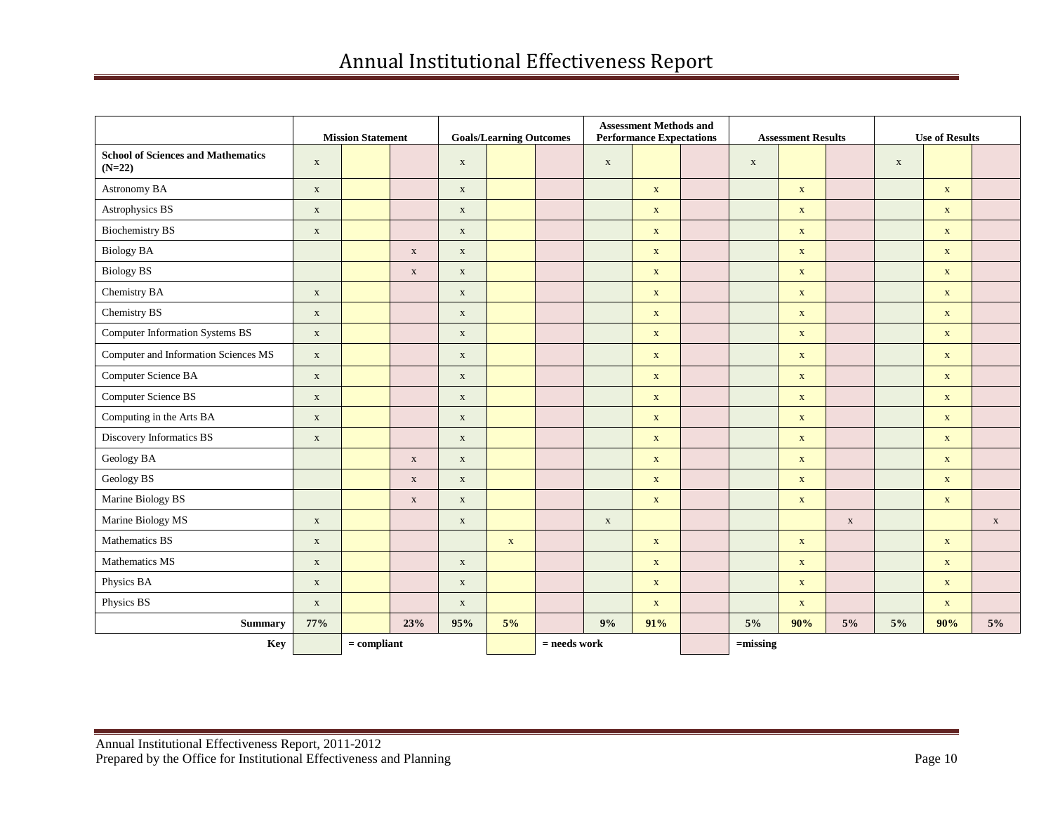# Annual Institutional Effectiveness Report

| | Mission Statement | | | Goals/Learning Outcomes | | | Assessment Methods and Performance Expectations | | | Assessment Results | | | Use of Results | | |
|---|---|---|---|---|---|---|---|---|---|---|---|---|---|---|---|
| **School of Sciences and Mathematics (N=22)** | x | | | x | | | x | | | x | | | x | | |
| Astronomy BA | x | | | x | | | | x | | | x | | | x | |
| Astrophysics BS | x | | | x | | | | x | | | x | | | x | |
| Biochemistry BS | x | | | x | | | | x | | | x | | | x | |
| Biology BA | | | x | x | | | | x | | | x | | | x | |
| Biology BS | | | x | x | | | | x | | | x | | | x | |
| Chemistry BA | x | | | x | | | | x | | | x | | | x | |
| Chemistry BS | x | | | x | | | | x | | | x | | | x | |
| Computer Information Systems BS | x | | | x | | | | x | | | x | | | x | |
| Computer and Information Sciences MS | x | | | x | | | | x | | | x | | | x | |
| Computer Science BA | x | | | x | | | | x | | | x | | | x | |
| Computer Science BS | x | | | x | | | | x | | | x | | | x | |
| Computing in the Arts BA | x | | | x | | | | x | | | x | | | x | |
| Discovery Informatics BS | x | | | x | | | | x | | | x | | | x | |
| Geology BA | | | x | x | | | | x | | | x | | | x | |
| Geology BS | | | x | x | | | | x | | | x | | | x | |
| Marine Biology BS | | | x | x | | | | x | | | x | | | x | |
| Marine Biology MS | x | | | x | | | x | | | | | x | | | x |
| Mathematics BS | x | | | | x | | | x | | | x | | | x | |
| Mathematics MS | x | | | x | | | | x | | | x | | | x | |
| Physics BA | x | | | x | | | | x | | | x | | | x | |
| Physics BS | x | | | x | | | | x | | | x | | | x | |
| **Summary** | **77%** | | **23%** | **95%** | **5%** | | **9%** | **91%** | | **5%** | **90%** | **5%** | **5%** | **90%** | **5%** |

**Key:** green = compliant; yellow = needs work; pink = missing

Key (cell colour in table columns): first column of each group = compliant; second column = needs work; third column = missing.

Annual Institutional Effectiveness Report, 2011-2012
Prepared by the Office for Institutional Effectiveness and Planning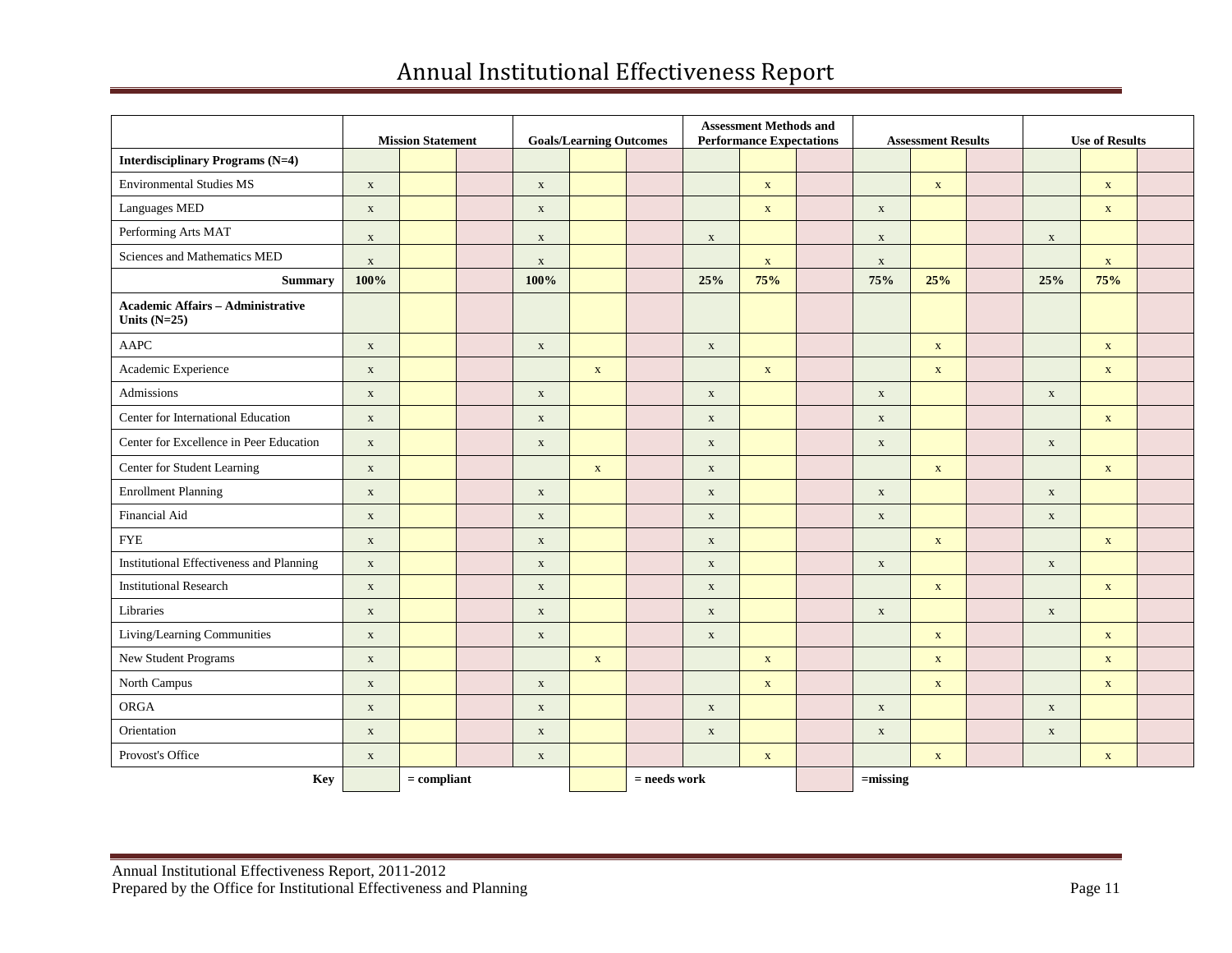# Annual Institutional Effectiveness Report

| | Mission Statement | | | Goals/Learning Outcomes | | | Assessment Methods and Performance Expectations | | | Assessment Results | | | Use of Results | | |
|---|---|---|---|---|---|---|---|---|---|---|---|---|---|---|---|
| **Interdisciplinary Programs (N=4)** | | | | | | | | | | | | | | | |
| Environmental Studies MS | x | | | x | | | | x | | | x | | | x | |
| Languages MED | x | | | x | | | | x | | x | | | | x | |
| Performing Arts MAT | x | | | x | | | x | | | x | | | x | | |
| Sciences and Mathematics MED | x | | | x | | | | x | | x | | | | x | |
| **Summary** | **100%** | | | **100%** | | | **25%** | **75%** | | **75%** | **25%** | | **25%** | **75%** | |
| **Academic Affairs – Administrative Units (N=25)** | | | | | | | | | | | | | | | |
| AAPC | x | | | x | | | x | | | | x | | | x | |
| Academic Experience | x | | | | x | | | x | | | x | | | x | |
| Admissions | x | | | x | | | x | | | x | | | x | | |
| Center for International Education | x | | | x | | | x | | | x | | | | x | |
| Center for Excellence in Peer Education | x | | | x | | | x | | | x | | | x | | |
| Center for Student Learning | x | | | | x | | x | | | | x | | | x | |
| Enrollment Planning | x | | | x | | | x | | | x | | | x | | |
| Financial Aid | x | | | x | | | x | | | x | | | x | | |
| FYE | x | | | x | | | x | | | | x | | | x | |
| Institutional Effectiveness and Planning | x | | | x | | | x | | | x | | | x | | |
| Institutional Research | x | | | x | | | x | | | | x | | | x | |
| Libraries | x | | | x | | | x | | | x | | | x | | |
| Living/Learning Communities | x | | | x | | | x | | | | x | | | x | |
| New Student Programs | x | | | | x | | | x | | | x | | | x | |
| North Campus | x | | | x | | | | x | | | x | | | x | |
| ORGA | x | | | x | | | x | | | x | | | x | | |
| Orientation | x | | | x | | | x | | | x | | | x | | |
| Provost's Office | x | | | x | | | | x | | | x | | | x | |

**Key**: [green] **= compliant**; [yellow] **= needs work**; [pink] **=missing**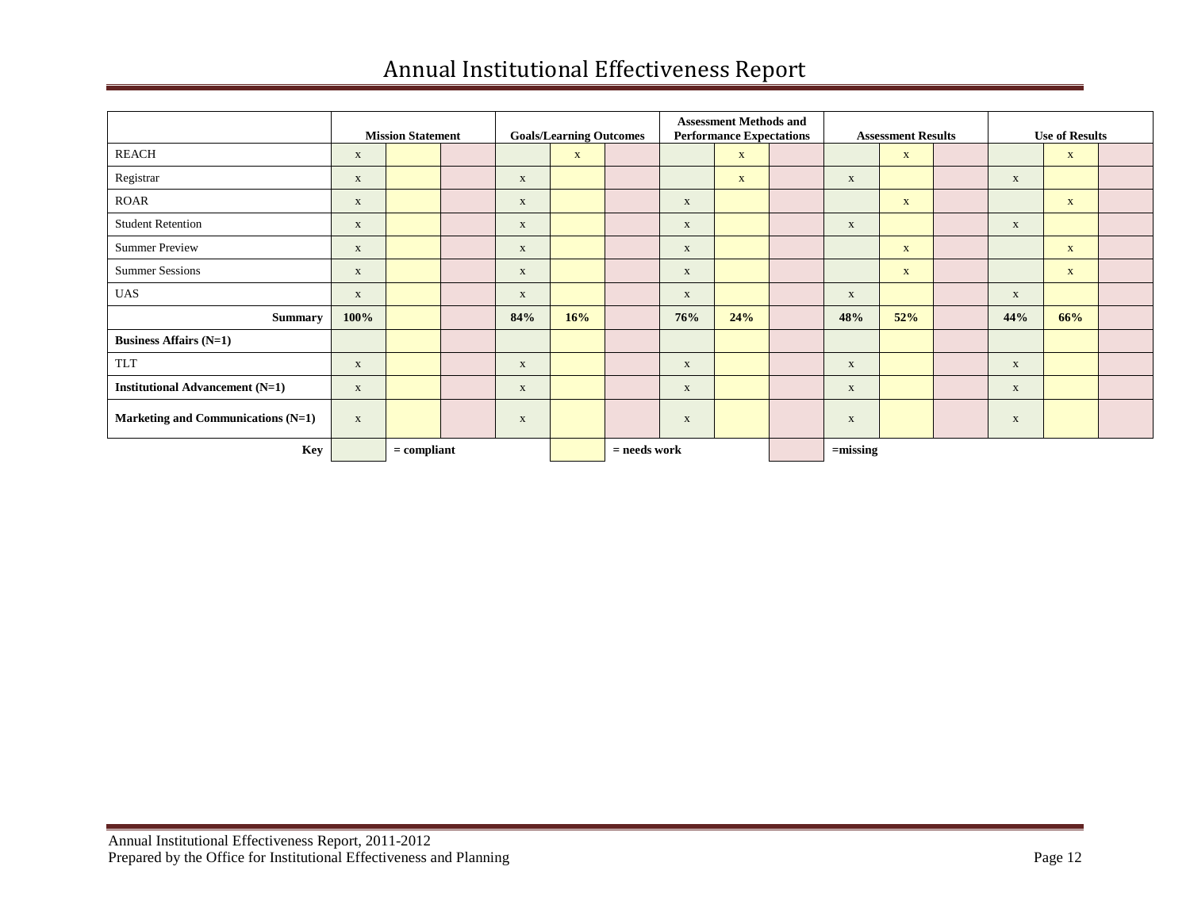# Annual Institutional Effectiveness Report

| | Mission Statement | | | Goals/Learning Outcomes | | | Assessment Methods and Performance Expectations | | | Assessment Results | | | Use of Results | | |
|---|---|---|---|---|---|---|---|---|---|---|---|---|---|---|---|
| REACH | x | | | | x | | | x | | | x | | | x | |
| Registrar | x | | | x | | | | x | | x | | | x | | |
| ROAR | x | | | x | | | x | | | | x | | | x | |
| Student Retention | x | | | x | | | x | | | x | | | x | | |
| Summer Preview | x | | | x | | | x | | | | x | | | x | |
| Summer Sessions | x | | | x | | | x | | | | x | | | x | |
| UAS | x | | | x | | | x | | | x | | | x | | |
| **Summary** | **100%** | | | **84%** | **16%** | | **76%** | **24%** | | **48%** | **52%** | | **44%** | **66%** | |
| **Business Affairs (N=1)** | | | | | | | | | | | | | | | |
| TLT | x | | | x | | | x | | | x | | | x | | |
| **Institutional Advancement (N=1)** | x | | | x | | | x | | | x | | | x | | |
| **Marketing and Communications (N=1)** | x | | | x | | | x | | | x | | | x | | |

**Key:** [green] **= compliant** [yellow] **= needs work** [pink] **=missing**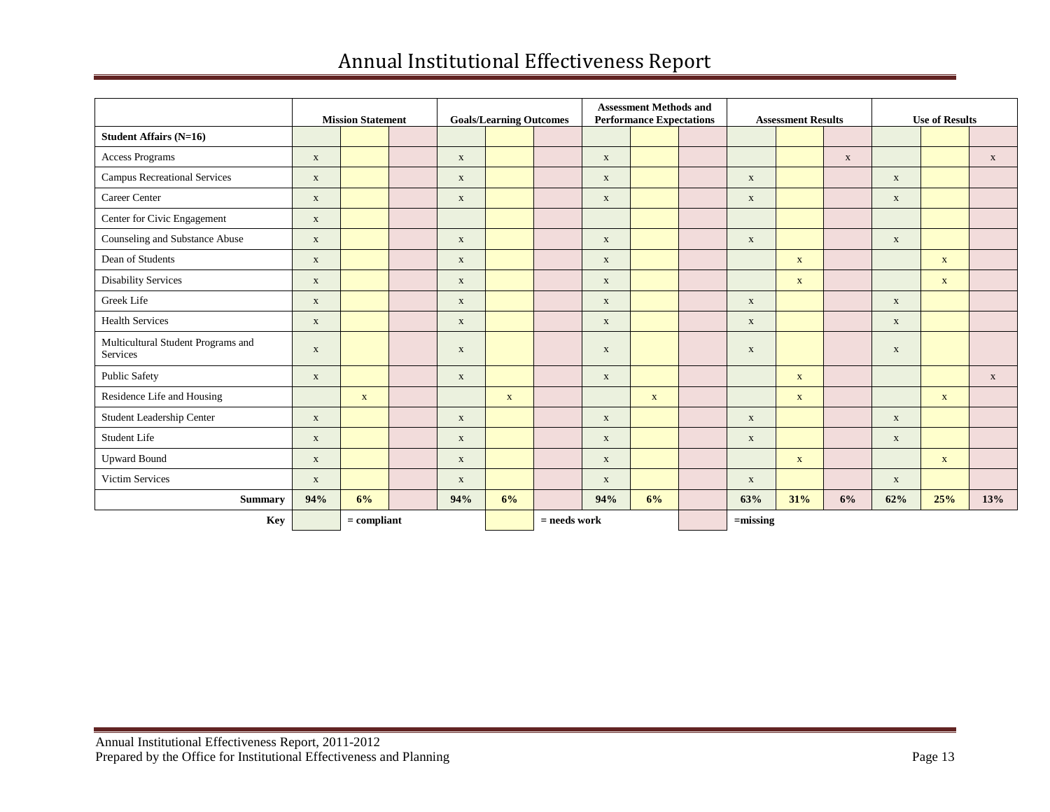# Annual Institutional Effectiveness Report

| | Mission Statement | | | Goals/Learning Outcomes | | | Assessment Methods and Performance Expectations | | | Assessment Results | | | Use of Results | | |
|---|---|---|---|---|---|---|---|---|---|---|---|---|---|---|---|
| **Student Affairs (N=16)** | | | | | | | | | | | | | | | |
| Access Programs | x | | | x | | | x | | | | | x | | | x |
| Campus Recreational Services | x | | | x | | | x | | | x | | | x | | |
| Career Center | x | | | x | | | x | | | x | | | x | | |
| Center for Civic Engagement | x | | | | | | | | | | | | | | |
| Counseling and Substance Abuse | x | | | x | | | x | | | x | | | x | | |
| Dean of Students | x | | | x | | | x | | | | x | | | x | |
| Disability Services | x | | | x | | | x | | | | x | | | x | |
| Greek Life | x | | | x | | | x | | | x | | | x | | |
| Health Services | x | | | x | | | x | | | x | | | x | | |
| Multicultural Student Programs and Services | x | | | x | | | x | | | x | | | x | | |
| Public Safety | x | | | x | | | x | | | | x | | | | x |
| Residence Life and Housing | | x | | | x | | | x | | | x | | | x | |
| Student Leadership Center | x | | | x | | | x | | | x | | | x | | |
| Student Life | x | | | x | | | x | | | x | | | x | | |
| Upward Bound | x | | | x | | | x | | | | x | | | x | |
| Victim Services | x | | | x | | | x | | | x | | | x | | |
| **Summary** | **94%** | **6%** | | **94%** | **6%** | | **94%** | **6%** | | **63%** | **31%** | **6%** | **62%** | **25%** | **13%** |

**Key**: (green) = compliant; (yellow) = needs work; (pink) = missing